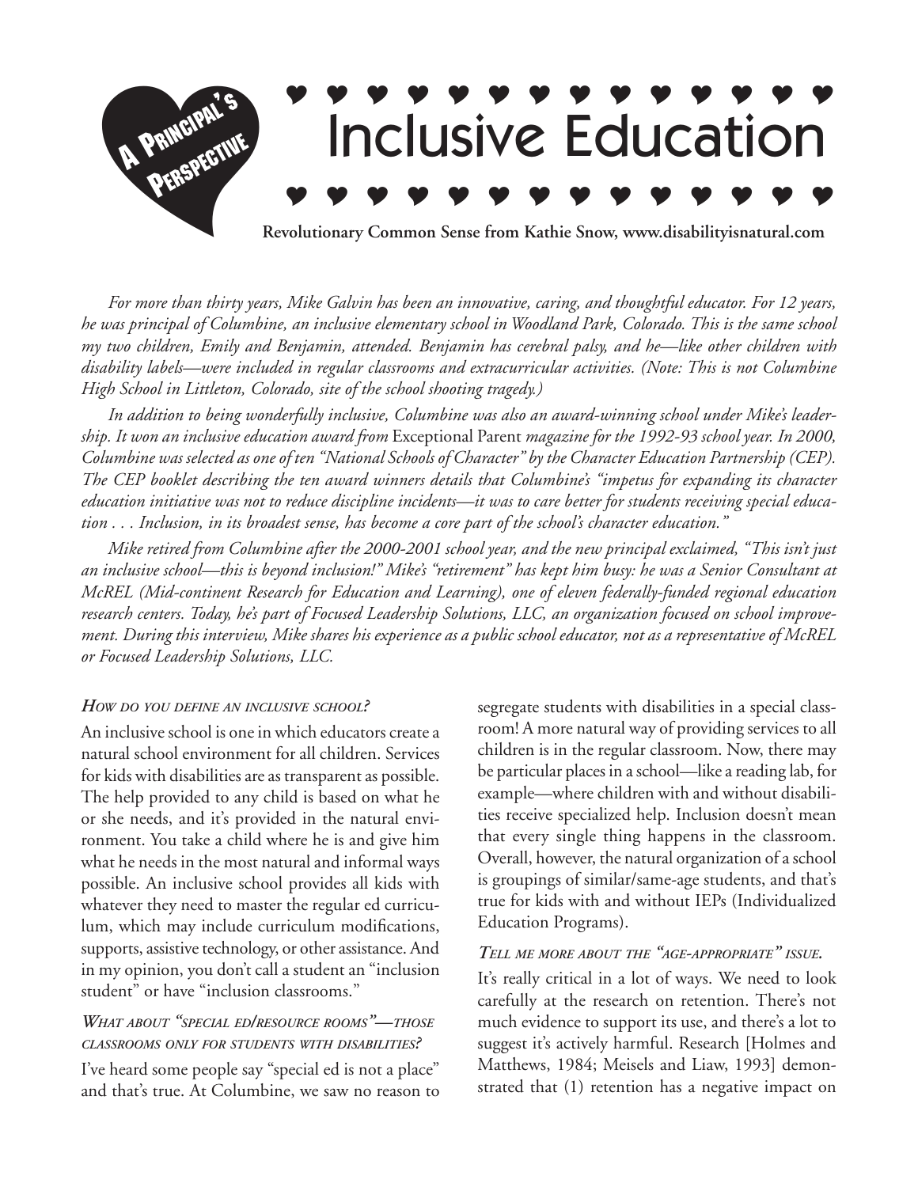# Inclusive Education

**A Principal's Perspective**

**Revolutionary Common Sense from Kathie Snow, www.disabilityisnatural.com**

*For more than thirty years, Mike Galvin has been an innovative, caring, and thoughtful educator. For 12 years, he was principal of Columbine, an inclusive elementary school in Woodland Park, Colorado. This is the same school my two children, Emily and Benjamin, attended. Benjamin has cerebral palsy, and he—like other children with disability labels—were included in regular classrooms and extracurricular activities. (Note: This is not Columbine High School in Littleton, Colorado, site of the school shooting tragedy.)*

*In addition to being wonderfully inclusive, Columbine was also an award-winning school under Mike's leadership. It won an inclusive education award from* Exceptional Parent *magazine for the 1992-93 school year. In 2000, Columbine was selected as one of ten "National Schools of Character" by the Character Education Partnership (CEP). The CEP booklet describing the ten award winners details that Columbine's "impetus for expanding its character education initiative was not to reduce discipline incidents—it was to care better for students receiving special education . . . Inclusion, in its broadest sense, has become a core part of the school's character education."*

*Mike retired from Columbine after the 2000-2001 school year, and the new principal exclaimed, "This isn't just an inclusive school—this is beyond inclusion!" Mike's "retirement" has kept him busy: he was a Senior Consultant at McREL (Mid-continent Research for Education and Learning), one of eleven federally-funded regional education research centers. Today, he's part of Focused Leadership Solutions, LLC, an organization focused on school improvement. During this interview, Mike shares his experience as a public school educator, not as a representative of McREL or Focused Leadership Solutions, LLC.*

### *How do you define an inclusive school?*

An inclusive school is one in which educators create a natural school environment for all children. Services for kids with disabilities are as transparent as possible. The help provided to any child is based on what he or she needs, and it's provided in the natural environment. You take a child where he is and give him what he needs in the most natural and informal ways possible. An inclusive school provides all kids with whatever they need to master the regular ed curriculum, which may include curriculum modifications, supports, assistive technology, or other assistance. And in my opinion, you don't call a student an "inclusion student" or have "inclusion classrooms."

### *What about "special ed/resource rooms"—those classrooms only for students with disabilities?*

I've heard some people say "special ed is not a place" and that's true. At Columbine, we saw no reason to segregate students with disabilities in a special classroom! A more natural way of providing services to all children is in the regular classroom. Now, there may be particular places in a school—like a reading lab, for example—where children with and without disabilities receive specialized help. Inclusion doesn't mean that every single thing happens in the classroom. Overall, however, the natural organization of a school is groupings of similar/same-age students, and that's true for kids with and without IEPs (Individualized Education Programs).

### *Tell me more about the "age-appropriate" issue.*

It's really critical in a lot of ways. We need to look carefully at the research on retention. There's not much evidence to support its use, and there's a lot to suggest it's actively harmful. Research [Holmes and Matthews, 1984; Meisels and Liaw, 1993] demonstrated that (1) retention has a negative impact on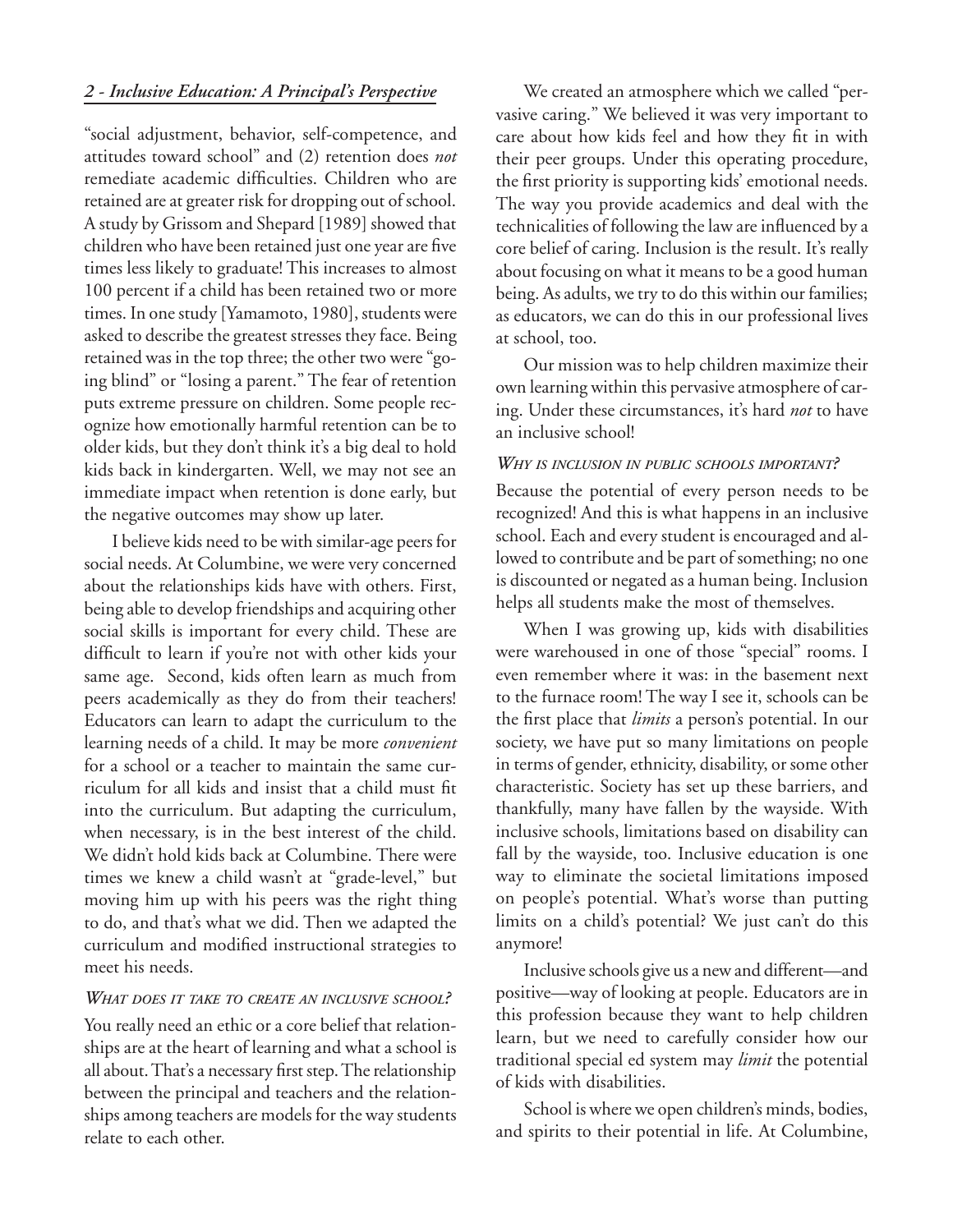"social adjustment, behavior, self-competence, and attitudes toward school" and (2) retention does *not* remediate academic difficulties. Children who are retained are at greater risk for dropping out of school. A study by Grissom and Shepard [1989] showed that children who have been retained just one year are five times less likely to graduate! This increases to almost 100 percent if a child has been retained two or more times. In one study [Yamamoto, 1980], students were asked to describe the greatest stresses they face. Being retained was in the top three; the other two were "going blind" or "losing a parent." The fear of retention puts extreme pressure on children. Some people recognize how emotionally harmful retention can be to older kids, but they don't think it's a big deal to hold kids back in kindergarten. Well, we may not see an immediate impact when retention is done early, but the negative outcomes may show up later.

I believe kids need to be with similar-age peers for social needs. At Columbine, we were very concerned about the relationships kids have with others. First, being able to develop friendships and acquiring other social skills is important for every child. These are difficult to learn if you're not with other kids your same age. Second, kids often learn as much from peers academically as they do from their teachers! Educators can learn to adapt the curriculum to the learning needs of a child. It may be more *convenient* for a school or a teacher to maintain the same curriculum for all kids and insist that a child must fit into the curriculum. But adapting the curriculum, when necessary, is in the best interest of the child. We didn't hold kids back at Columbine. There were times we knew a child wasn't at "grade-level," but moving him up with his peers was the right thing to do, and that's what we did. Then we adapted the curriculum and modified instructional strategies to meet his needs.

### *What does it take to create an inclusive school?*

You really need an ethic or a core belief that relationships are at the heart of learning and what a school is all about. That's a necessary first step. The relationship between the principal and teachers and the relationships among teachers are models for the way students relate to each other.

We created an atmosphere which we called "pervasive caring." We believed it was very important to care about how kids feel and how they fit in with their peer groups. Under this operating procedure, the first priority is supporting kids' emotional needs. The way you provide academics and deal with the technicalities of following the law are influenced by a core belief of caring. Inclusion is the result. It's really about focusing on what it means to be a good human being. As adults, we try to do this within our families; as educators, we can do this in our professional lives at school, too.

Our mission was to help children maximize their own learning within this pervasive atmosphere of caring. Under these circumstances, it's hard *not* to have an inclusive school!

### *Why is inclusion in public schools important?*

Because the potential of every person needs to be recognized! And this is what happens in an inclusive school. Each and every student is encouraged and allowed to contribute and be part of something; no one is discounted or negated as a human being. Inclusion helps all students make the most of themselves.

When I was growing up, kids with disabilities were warehoused in one of those "special" rooms. I even remember where it was: in the basement next to the furnace room! The way I see it, schools can be the first place that *limits* a person's potential. In our society, we have put so many limitations on people in terms of gender, ethnicity, disability, or some other characteristic. Society has set up these barriers, and thankfully, many have fallen by the wayside. With inclusive schools, limitations based on disability can fall by the wayside, too. Inclusive education is one way to eliminate the societal limitations imposed on people's potential. What's worse than putting limits on a child's potential? We just can't do this anymore!

Inclusive schools give us a new and different—and positive—way of looking at people. Educators are in this profession because they want to help children learn, but we need to carefully consider how our traditional special ed system may *limit* the potential of kids with disabilities.

School is where we open children's minds, bodies, and spirits to their potential in life. At Columbine,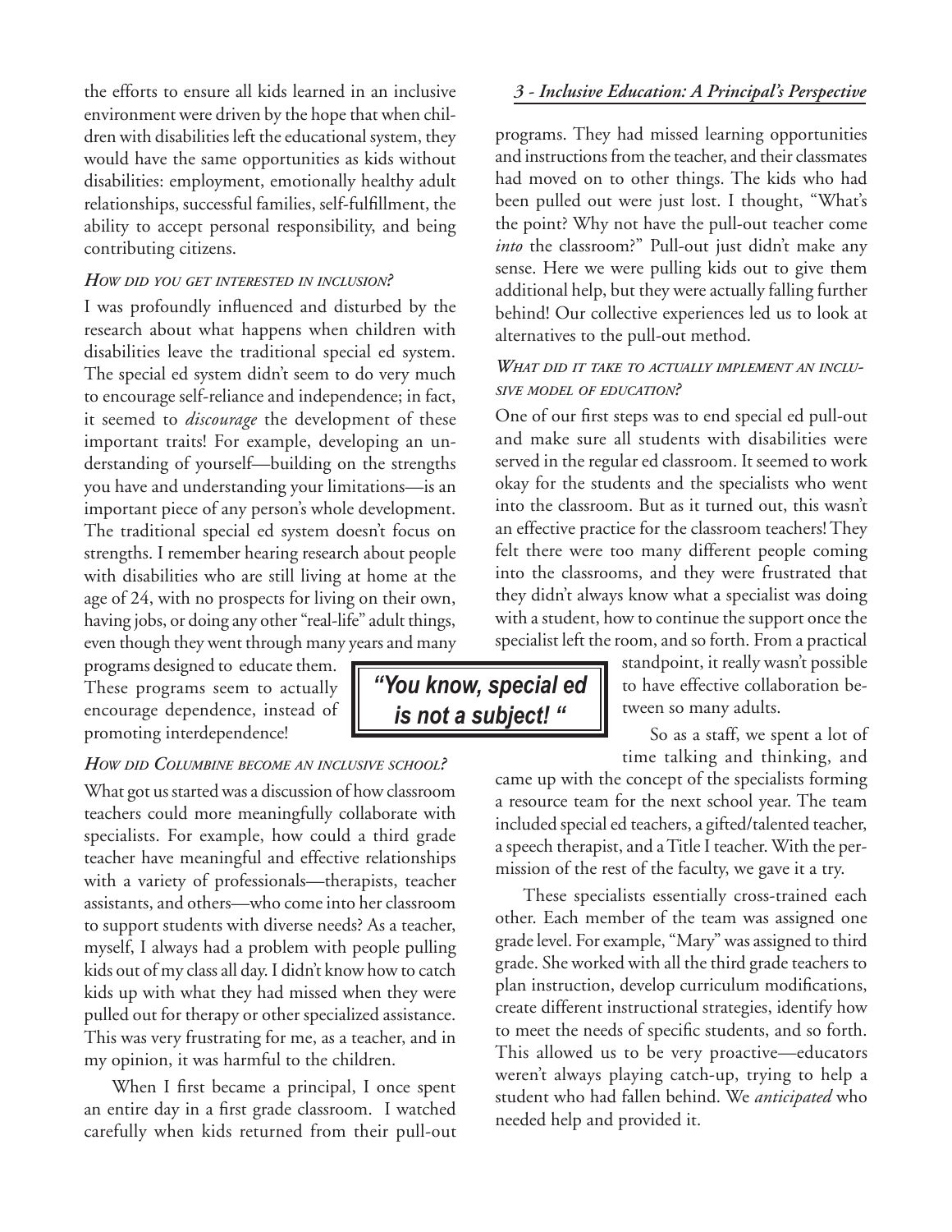the efforts to ensure all kids learned in an inclusive environment were driven by the hope that when children with disabilities left the educational system, they would have the same opportunities as kids without disabilities: employment, emotionally healthy adult relationships, successful families, self-fulfillment, the ability to accept personal responsibility, and being contributing citizens.

### *How did you get interested in inclusion?*

I was profoundly influenced and disturbed by the research about what happens when children with disabilities leave the traditional special ed system. The special ed system didn't seem to do very much to encourage self-reliance and independence; in fact, it seemed to *discourage* the development of these important traits! For example, developing an understanding of yourself—building on the strengths you have and understanding your limitations—is an important piece of any person's whole development. The traditional special ed system doesn't focus on strengths. I remember hearing research about people with disabilities who are still living at home at the age of 24, with no prospects for living on their own, having jobs, or doing any other "real-life" adult things, even though they went through many years and many programs designed to educate them. These programs seem to actually encourage dependence, instead of promoting interdependence!

> ***"You know, special ed is not a subject!"***

### *How did Columbine become an inclusive school?*

What got us started was a discussion of how classroom teachers could more meaningfully collaborate with specialists. For example, how could a third grade teacher have meaningful and effective relationships with a variety of professionals—therapists, teacher assistants, and others—who come into her classroom to support students with diverse needs? As a teacher, myself, I always had a problem with people pulling kids out of my class all day. I didn't know how to catch kids up with what they had missed when they were pulled out for therapy or other specialized assistance. This was very frustrating for me, as a teacher, and in my opinion, it was harmful to the children.

When I first became a principal, I once spent an entire day in a first grade classroom. I watched carefully when kids returned from their pull-out programs. They had missed learning opportunities and instructions from the teacher, and their classmates had moved on to other things. The kids who had been pulled out were just lost. I thought, "What's the point? Why not have the pull-out teacher come *into* the classroom?" Pull-out just didn't make any sense. Here we were pulling kids out to give them additional help, but they were actually falling further behind! Our collective experiences led us to look at alternatives to the pull-out method.

### *What did it take to actually implement an inclusive model of education?*

One of our first steps was to end special ed pull-out and make sure all students with disabilities were served in the regular ed classroom. It seemed to work okay for the students and the specialists who went into the classroom. But as it turned out, this wasn't an effective practice for the classroom teachers! They felt there were too many different people coming into the classrooms, and they were frustrated that they didn't always know what a specialist was doing with a student, how to continue the support once the specialist left the room, and so forth. From a practical standpoint, it really wasn't possible to have effective collaboration between so many adults.

So as a staff, we spent a lot of time talking and thinking, and came up with the concept of the specialists forming a resource team for the next school year. The team included special ed teachers, a gifted/talented teacher, a speech therapist, and a Title I teacher. With the permission of the rest of the faculty, we gave it a try.

These specialists essentially cross-trained each other. Each member of the team was assigned one grade level. For example, "Mary" was assigned to third grade. She worked with all the third grade teachers to plan instruction, develop curriculum modifications, create different instructional strategies, identify how to meet the needs of specific students, and so forth. This allowed us to be very proactive—educators weren't always playing catch-up, trying to help a student who had fallen behind. We *anticipated* who needed help and provided it.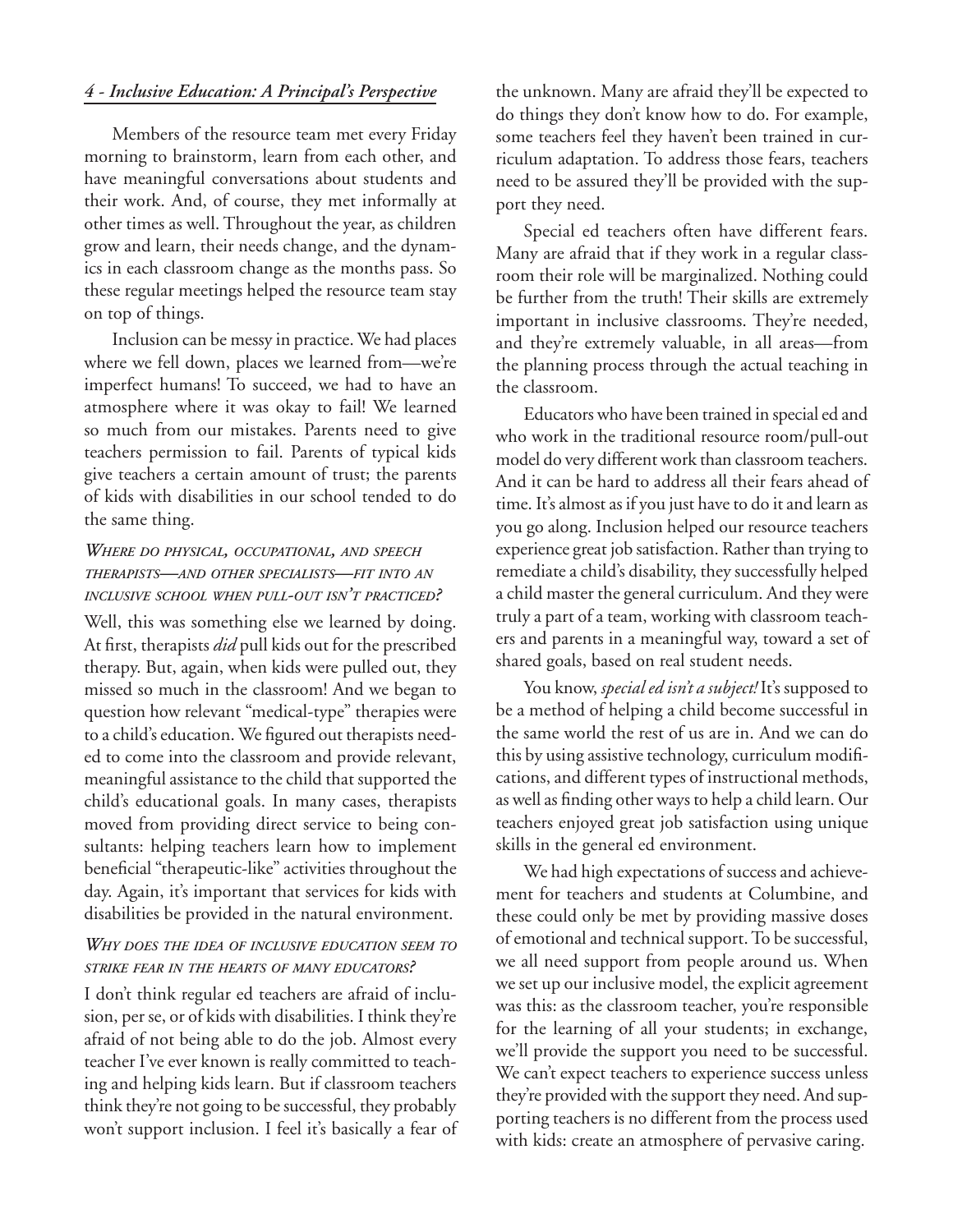Members of the resource team met every Friday morning to brainstorm, learn from each other, and have meaningful conversations about students and their work. And, of course, they met informally at other times as well. Throughout the year, as children grow and learn, their needs change, and the dynamics in each classroom change as the months pass. So these regular meetings helped the resource team stay on top of things.

Inclusion can be messy in practice. We had places where we fell down, places we learned from—we're imperfect humans! To succeed, we had to have an atmosphere where it was okay to fail! We learned so much from our mistakes. Parents need to give teachers permission to fail. Parents of typical kids give teachers a certain amount of trust; the parents of kids with disabilities in our school tended to do the same thing.

### *Where do physical, occupational, and speech therapists—and other specialists—fit into an inclusive school when pull-out isn't practiced?*

Well, this was something else we learned by doing. At first, therapists *did* pull kids out for the prescribed therapy. But, again, when kids were pulled out, they missed so much in the classroom! And we began to question how relevant "medical-type" therapies were to a child's education. We figured out therapists needed to come into the classroom and provide relevant, meaningful assistance to the child that supported the child's educational goals. In many cases, therapists moved from providing direct service to being consultants: helping teachers learn how to implement beneficial "therapeutic-like" activities throughout the day. Again, it's important that services for kids with disabilities be provided in the natural environment.

### *Why does the idea of inclusive education seem to strike fear in the hearts of many educators?*

I don't think regular ed teachers are afraid of inclusion, per se, or of kids with disabilities. I think they're afraid of not being able to do the job. Almost every teacher I've ever known is really committed to teaching and helping kids learn. But if classroom teachers think they're not going to be successful, they probably won't support inclusion. I feel it's basically a fear of the unknown. Many are afraid they'll be expected to do things they don't know how to do. For example, some teachers feel they haven't been trained in curriculum adaptation. To address those fears, teachers need to be assured they'll be provided with the support they need.

Special ed teachers often have different fears. Many are afraid that if they work in a regular classroom their role will be marginalized. Nothing could be further from the truth! Their skills are extremely important in inclusive classrooms. They're needed, and they're extremely valuable, in all areas—from the planning process through the actual teaching in the classroom.

Educators who have been trained in special ed and who work in the traditional resource room/pull-out model do very different work than classroom teachers. And it can be hard to address all their fears ahead of time. It's almost as if you just have to do it and learn as you go along. Inclusion helped our resource teachers experience great job satisfaction. Rather than trying to remediate a child's disability, they successfully helped a child master the general curriculum. And they were truly a part of a team, working with classroom teachers and parents in a meaningful way, toward a set of shared goals, based on real student needs.

You know, *special ed isn't a subject!* It's supposed to be a method of helping a child become successful in the same world the rest of us are in. And we can do this by using assistive technology, curriculum modifications, and different types of instructional methods, as well as finding other ways to help a child learn. Our teachers enjoyed great job satisfaction using unique skills in the general ed environment.

We had high expectations of success and achievement for teachers and students at Columbine, and these could only be met by providing massive doses of emotional and technical support. To be successful, we all need support from people around us. When we set up our inclusive model, the explicit agreement was this: as the classroom teacher, you're responsible for the learning of all your students; in exchange, we'll provide the support you need to be successful. We can't expect teachers to experience success unless they're provided with the support they need. And supporting teachers is no different from the process used with kids: create an atmosphere of pervasive caring.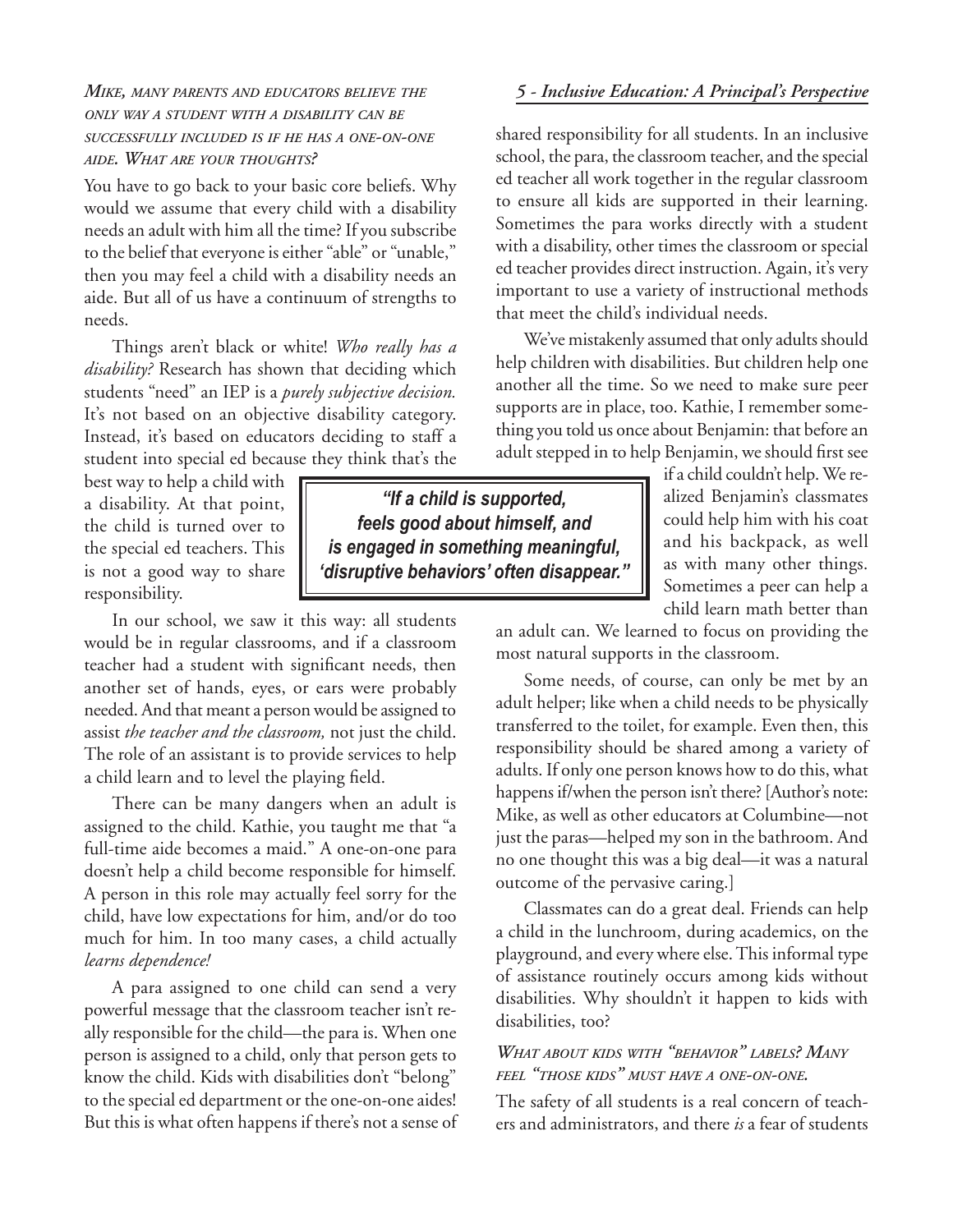***Mike, many parents and educators believe the only way a student with a disability can be successfully included is if he has a one-on-one aide. What are your thoughts?***

You have to go back to your basic core beliefs. Why would we assume that every child with a disability needs an adult with him all the time? If you subscribe to the belief that everyone is either "able" or "unable," then you may feel a child with a disability needs an aide. But all of us have a continuum of strengths to needs.

Things aren't black or white! *Who really has a disability?* Research has shown that deciding which students "need" an IEP is a *purely subjective decision.* It's not based on an objective disability category. Instead, it's based on educators deciding to staff a student into special ed because they think that's the best way to help a child with a disability. At that point, the child is turned over to the special ed teachers. This is not a good way to share responsibility.

> ***"If a child is supported, feels good about himself, and is engaged in something meaningful, 'disruptive behaviors' often disappear."***

In our school, we saw it this way: all students would be in regular classrooms, and if a classroom teacher had a student with significant needs, then another set of hands, eyes, or ears were probably needed. And that meant a person would be assigned to assist *the teacher and the classroom,* not just the child. The role of an assistant is to provide services to help a child learn and to level the playing field.

There can be many dangers when an adult is assigned to the child. Kathie, you taught me that "a full-time aide becomes a maid." A one-on-one para doesn't help a child become responsible for himself. A person in this role may actually feel sorry for the child, have low expectations for him, and/or do too much for him. In too many cases, a child actually *learns dependence!*

A para assigned to one child can send a very powerful message that the classroom teacher isn't really responsible for the child—the para is. When one person is assigned to a child, only that person gets to know the child. Kids with disabilities don't "belong" to the special ed department or the one-on-one aides! But this is what often happens if there's not a sense of shared responsibility for all students. In an inclusive school, the para, the classroom teacher, and the special ed teacher all work together in the regular classroom to ensure all kids are supported in their learning. Sometimes the para works directly with a student with a disability, other times the classroom or special ed teacher provides direct instruction. Again, it's very important to use a variety of instructional methods that meet the child's individual needs.

We've mistakenly assumed that only adults should help children with disabilities. But children help one another all the time. So we need to make sure peer supports are in place, too. Kathie, I remember something you told us once about Benjamin: that before an adult stepped in to help Benjamin, we should first see if a child couldn't help. We realized Benjamin's classmates could help him with his coat and his backpack, as well as with many other things. Sometimes a peer can help a child learn math better than an adult can. We learned to focus on providing the most natural supports in the classroom.

Some needs, of course, can only be met by an adult helper; like when a child needs to be physically transferred to the toilet, for example. Even then, this responsibility should be shared among a variety of adults. If only one person knows how to do this, what happens if/when the person isn't there? [Author's note: Mike, as well as other educators at Columbine—not just the paras—helped my son in the bathroom. And no one thought this was a big deal—it was a natural outcome of the pervasive caring.]

Classmates can do a great deal. Friends can help a child in the lunchroom, during academics, on the playground, and every where else. This informal type of assistance routinely occurs among kids without disabilities. Why shouldn't it happen to kids with disabilities, too?

***What about kids with "behavior" labels? Many feel "those kids" must have a one-on-one.***

The safety of all students is a real concern of teachers and administrators, and there *is* a fear of students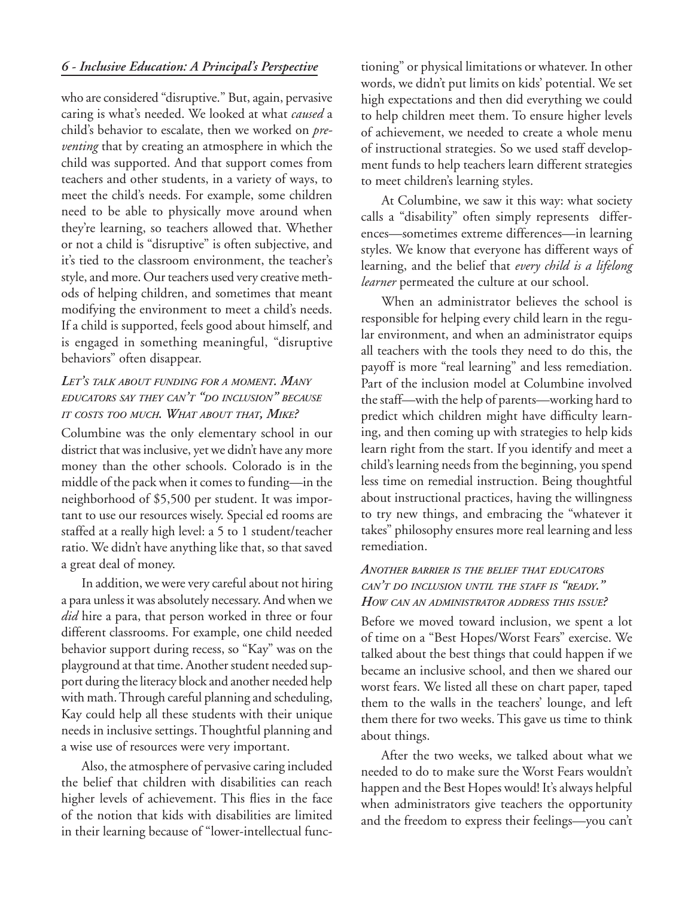who are considered "disruptive." But, again, pervasive caring is what's needed. We looked at what *caused* a child's behavior to escalate, then we worked on *preventing* that by creating an atmosphere in which the child was supported. And that support comes from teachers and other students, in a variety of ways, to meet the child's needs. For example, some children need to be able to physically move around when they're learning, so teachers allowed that. Whether or not a child is "disruptive" is often subjective, and it's tied to the classroom environment, the teacher's style, and more. Our teachers used very creative methods of helping children, and sometimes that meant modifying the environment to meet a child's needs. If a child is supported, feels good about himself, and is engaged in something meaningful, "disruptive behaviors" often disappear.

### *Let's talk about funding for a moment. Many educators say they can't "do inclusion" because it costs too much. What about that, Mike?*

Columbine was the only elementary school in our district that was inclusive, yet we didn't have any more money than the other schools. Colorado is in the middle of the pack when it comes to funding—in the neighborhood of $5,500 per student. It was important to use our resources wisely. Special ed rooms are staffed at a really high level: a 5 to 1 student/teacher ratio. We didn't have anything like that, so that saved a great deal of money.

In addition, we were very careful about not hiring a para unless it was absolutely necessary. And when we *did* hire a para, that person worked in three or four different classrooms. For example, one child needed behavior support during recess, so "Kay" was on the playground at that time. Another student needed support during the literacy block and another needed help with math. Through careful planning and scheduling, Kay could help all these students with their unique needs in inclusive settings. Thoughtful planning and a wise use of resources were very important.

Also, the atmosphere of pervasive caring included the belief that children with disabilities can reach higher levels of achievement. This flies in the face of the notion that kids with disabilities are limited in their learning because of "lower-intellectual functioning" or physical limitations or whatever. In other words, we didn't put limits on kids' potential. We set high expectations and then did everything we could to help children meet them. To ensure higher levels of achievement, we needed to create a whole menu of instructional strategies. So we used staff development funds to help teachers learn different strategies to meet children's learning styles.

At Columbine, we saw it this way: what society calls a "disability" often simply represents differences—sometimes extreme differences—in learning styles. We know that everyone has different ways of learning, and the belief that *every child is a lifelong learner* permeated the culture at our school.

When an administrator believes the school is responsible for helping every child learn in the regular environment, and when an administrator equips all teachers with the tools they need to do this, the payoff is more "real learning" and less remediation. Part of the inclusion model at Columbine involved the staff—with the help of parents—working hard to predict which children might have difficulty learning, and then coming up with strategies to help kids learn right from the start. If you identify and meet a child's learning needs from the beginning, you spend less time on remedial instruction. Being thoughtful about instructional practices, having the willingness to try new things, and embracing the "whatever it takes" philosophy ensures more real learning and less remediation.

### *Another barrier is the belief that educators can't do inclusion until the staff is "ready." How can an administrator address this issue?*

Before we moved toward inclusion, we spent a lot of time on a "Best Hopes/Worst Fears" exercise. We talked about the best things that could happen if we became an inclusive school, and then we shared our worst fears. We listed all these on chart paper, taped them to the walls in the teachers' lounge, and left them there for two weeks. This gave us time to think about things.

After the two weeks, we talked about what we needed to do to make sure the Worst Fears wouldn't happen and the Best Hopes would! It's always helpful when administrators give teachers the opportunity and the freedom to express their feelings—you can't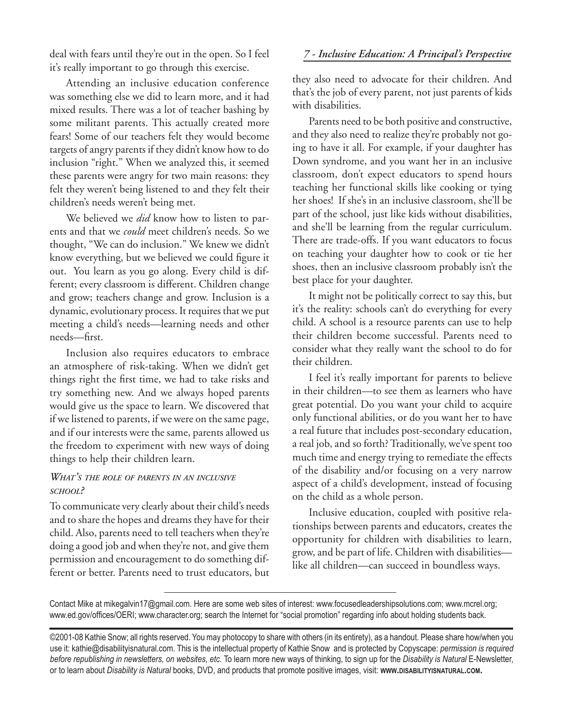deal with fears until they're out in the open. So I feel it's really important to go through this exercise.

Attending an inclusive education conference was something else we did to learn more, and it had mixed results. There was a lot of teacher bashing by some militant parents. This actually created more fears! Some of our teachers felt they would become targets of angry parents if they didn't know how to do inclusion "right." When we analyzed this, it seemed these parents were angry for two main reasons: they felt they weren't being listened to and they felt their children's needs weren't being met.

We believed we *did* know how to listen to parents and that we *could* meet children's needs. So we thought, "We can do inclusion." We knew we didn't know everything, but we believed we could figure it out. You learn as you go along. Every child is different; every classroom is different. Children change and grow; teachers change and grow. Inclusion is a dynamic, evolutionary process. It requires that we put meeting a child's needs—learning needs and other needs—first.

Inclusion also requires educators to embrace an atmosphere of risk-taking. When we didn't get things right the first time, we had to take risks and try something new. And we always hoped parents would give us the space to learn. We discovered that if we listened to parents, if we were on the same page, and if our interests were the same, parents allowed us the freedom to experiment with new ways of doing things to help their children learn.

### *What's the role of parents in an inclusive school?*

To communicate very clearly about their child's needs and to share the hopes and dreams they have for their child. Also, parents need to tell teachers when they're doing a good job and when they're not, and give them permission and encouragement to do something different or better. Parents need to trust educators, but they also need to advocate for their children. And that's the job of every parent, not just parents of kids with disabilities.

Parents need to be both positive and constructive, and they also need to realize they're probably not going to have it all. For example, if your daughter has Down syndrome, and you want her in an inclusive classroom, don't expect educators to spend hours teaching her functional skills like cooking or tying her shoes! If she's in an inclusive classroom, she'll be part of the school, just like kids without disabilities, and she'll be learning from the regular curriculum. There are trade-offs. If you want educators to focus on teaching your daughter how to cook or tie her shoes, then an inclusive classroom probably isn't the best place for your daughter.

It might not be politically correct to say this, but it's the reality: schools can't do everything for every child. A school is a resource parents can use to help their children become successful. Parents need to consider what they really want the school to do for their children.

I feel it's really important for parents to believe in their children—to see them as learners who have great potential. Do you want your child to acquire only functional abilities, or do you want her to have a real future that includes post-secondary education, a real job, and so forth? Traditionally, we've spent too much time and energy trying to remediate the effects of the disability and/or focusing on a very narrow aspect of a child's development, instead of focusing on the child as a whole person.

Inclusive education, coupled with positive relationships between parents and educators, creates the opportunity for children with disabilities to learn, grow, and be part of life. Children with disabilities—like all children—can succeed in boundless ways.

---

Contact Mike at mikegalvin17@gmail.com. Here are some web sites of interest: www.focusedleadershipsolutions.com; www.mcrel.org; www.ed.gov/offices/OERI; www.character.org; search the Internet for "social promotion" regarding info about holding students back.

©2001-08 Kathie Snow; all rights reserved. You may photocopy to share with others (in its entirety), as a handout. Please share how/when you use it: kathie@disabilityisnatural.com. This is the intellectual property of Kathie Snow and is protected by Copyscape: *permission is required before republishing in newsletters, on websites, etc.* To learn more new ways of thinking, to sign up for the *Disability is Natural* E-Newsletter, or to learn about *Disability is Natural* books, DVD, and products that promote positive images, visit: **www.disabilityisnatural.com.**